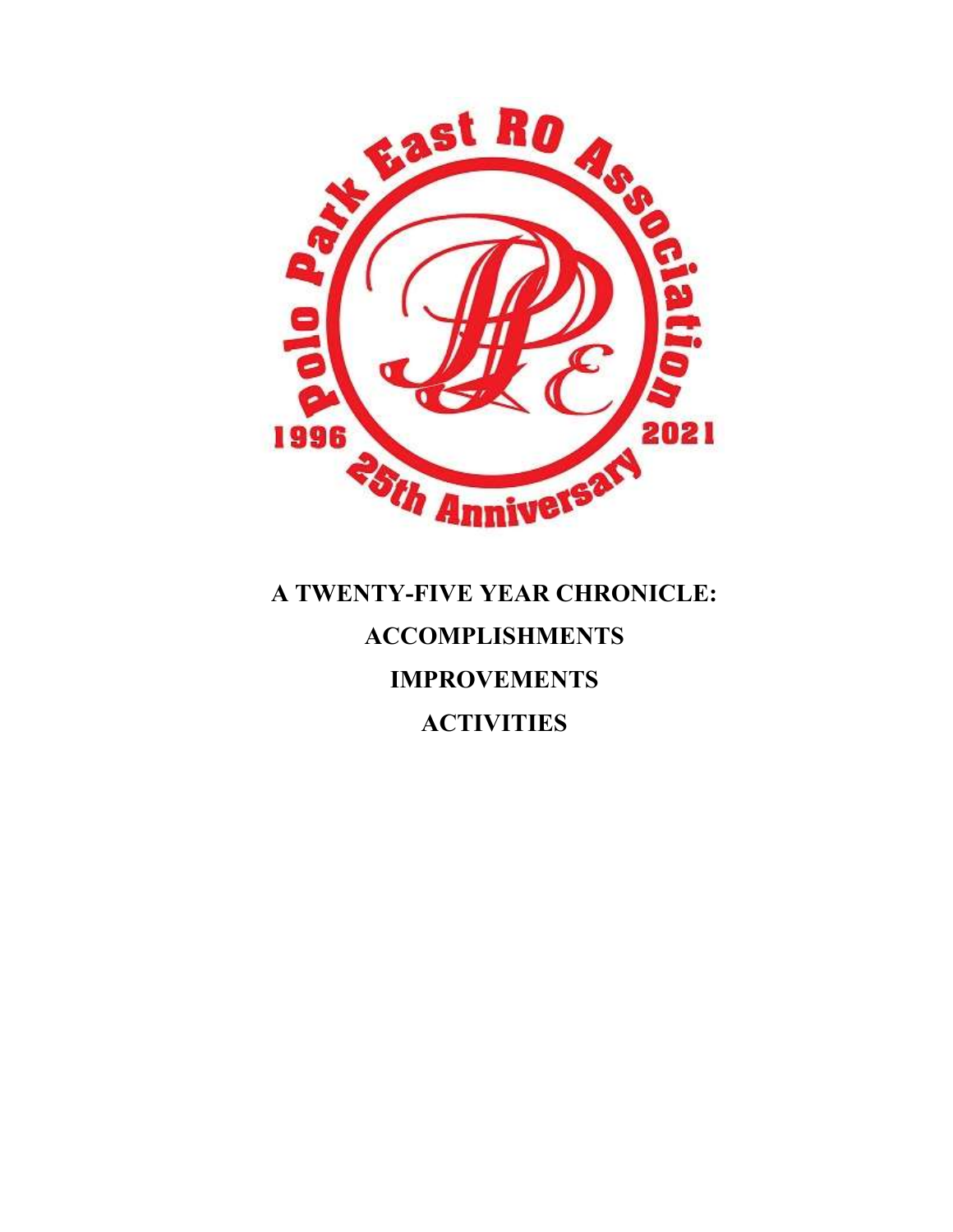Polo Park East RO Association

1996 — 2021

25th Anniversary

# A TWENTY-FIVE YEAR CHRONICLE:

## ACCOMPLISHMENTS

## IMPROVEMENTS

## ACTIVITIES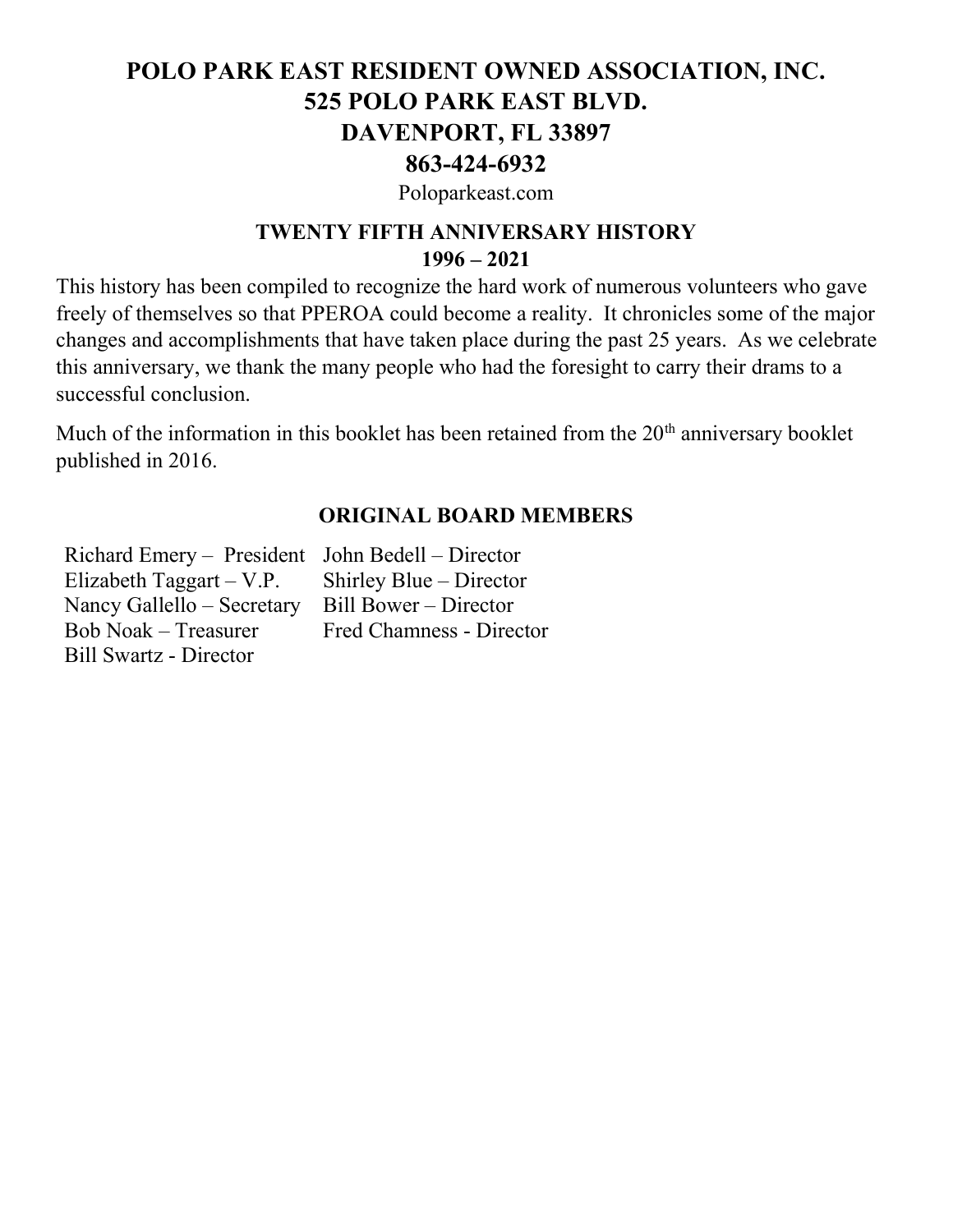# POLO PARK EAST RESIDENT OWNED ASSOCIATION, INC.
# 525 POLO PARK EAST BLVD.
# DAVENPORT, FL 33897
# 863-424-6932

Poloparkeast.com

## TWENTY FIFTH ANNIVERSARY HISTORY
## 1996 – 2021

This history has been compiled to recognize the hard work of numerous volunteers who gave freely of themselves so that PPEROA could become a reality. It chronicles some of the major changes and accomplishments that have taken place during the past 25 years. As we celebrate this anniversary, we thank the many people who had the foresight to carry their drams to a successful conclusion.

Much of the information in this booklet has been retained from the 20th anniversary booklet published in 2016.

## ORIGINAL BOARD MEMBERS

Richard Emery – President
Elizabeth Taggart – V.P.
Nancy Gallello – Secretary
Bob Noak – Treasurer
Bill Swartz - Director
John Bedell – Director
Shirley Blue – Director
Bill Bower – Director
Fred Chamness - Director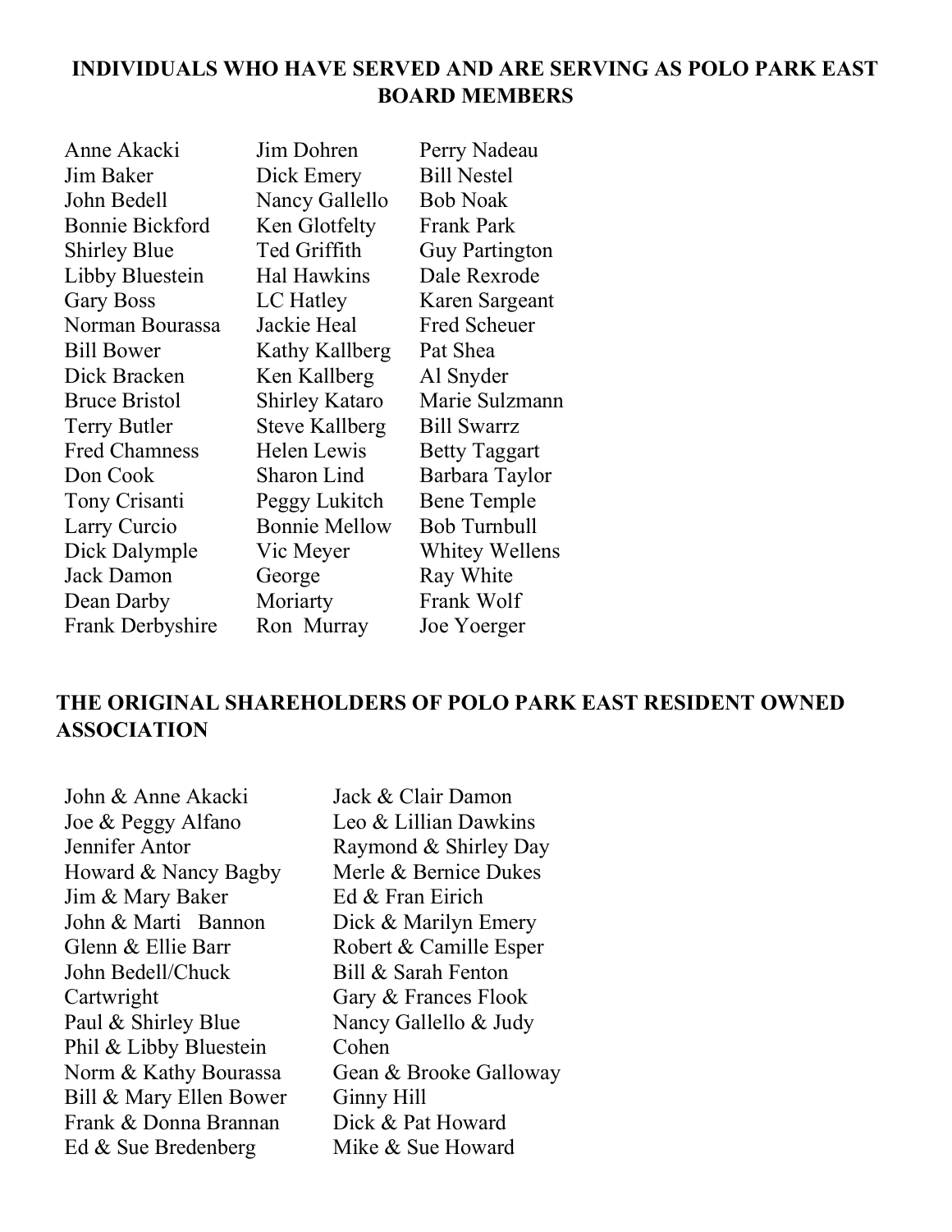**INDIVIDUALS WHO HAVE SERVED AND ARE SERVING AS POLO PARK EAST BOARD MEMBERS**

Anne Akacki
Jim Baker
John Bedell
Bonnie Bickford
Shirley Blue
Libby Bluestein
Gary Boss
Norman Bourassa
Bill Bower
Dick Bracken
Bruce Bristol
Terry Butler
Fred Chamness
Don Cook
Tony Crisanti
Larry Curcio
Dick Dalymple
Jack Damon
Dean Darby
Frank Derbyshire
Jim Dohren
Dick Emery
Nancy Gallello
Ken Glotfelty
Ted Griffith
Hal Hawkins
LC Hatley
Jackie Heal
Kathy Kallberg
Ken Kallberg
Shirley Kataro
Steve Kallberg
Helen Lewis
Sharon Lind
Peggy Lukitch
Bonnie Mellow
Vic Meyer
George Moriarty
Ron Murray
Perry Nadeau
Bill Nestel
Bob Noak
Frank Park
Guy Partington
Dale Rexrode
Karen Sargeant
Fred Scheuer
Pat Shea
Al Snyder
Marie Sulzmann
Bill Swarrz
Betty Taggart
Barbara Taylor
Bene Temple
Bob Turnbull
Whitey Wellens
Ray White
Frank Wolf
Joe Yoerger

**THE ORIGINAL SHAREHOLDERS OF POLO PARK EAST RESIDENT OWNED ASSOCIATION**

John & Anne Akacki
Joe & Peggy Alfano
Jennifer Antor
Howard & Nancy Bagby
Jim & Mary Baker
John & Marti Bannon
Glenn & Ellie Barr
John Bedell/Chuck Cartwright
Paul & Shirley Blue
Phil & Libby Bluestein
Norm & Kathy Bourassa
Bill & Mary Ellen Bower
Frank & Donna Brannan
Ed & Sue Bredenberg
Jack & Clair Damon
Leo & Lillian Dawkins
Raymond & Shirley Day
Merle & Bernice Dukes
Ed & Fran Eirich
Dick & Marilyn Emery
Robert & Camille Esper
Bill & Sarah Fenton
Gary & Frances Flook
Nancy Gallello & Judy Cohen
Gean & Brooke Galloway
Ginny Hill
Dick & Pat Howard
Mike & Sue Howard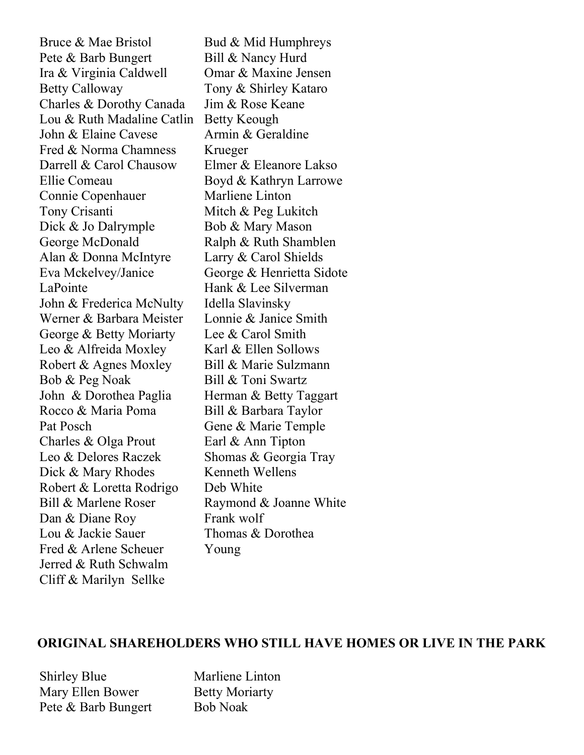Bruce & Mae Bristol
Pete & Barb Bungert
Ira & Virginia Caldwell
Betty Calloway
Charles & Dorothy Canada
Lou & Ruth Madaline Catlin
John & Elaine Cavese
Fred & Norma Chamness
Darrell & Carol Chausow
Ellie Comeau
Connie Copenhauer
Tony Crisanti
Dick & Jo Dalrymple
George McDonald
Alan & Donna McIntyre
Eva Mckelvey/Janice LaPointe
John & Frederica McNulty
Werner & Barbara Meister
George & Betty Moriarty
Leo & Alfreida Moxley
Robert & Agnes Moxley
Bob & Peg Noak
John & Dorothea Paglia
Rocco & Maria Poma
Pat Posch
Charles & Olga Prout
Leo & Delores Raczek
Dick & Mary Rhodes
Robert & Loretta Rodrigo
Bill & Marlene Roser
Dan & Diane Roy
Lou & Jackie Sauer
Fred & Arlene Scheuer
Jerred & Ruth Schwalm
Cliff & Marilyn Sellke
Bud & Mid Humphreys
Bill & Nancy Hurd
Omar & Maxine Jensen
Tony & Shirley Kataro
Jim & Rose Keane
Betty Keough
Armin & Geraldine Krueger
Elmer & Eleanore Lakso
Boyd & Kathryn Larrowe
Marliene Linton
Mitch & Peg Lukitch
Bob & Mary Mason
Ralph & Ruth Shamblen
Larry & Carol Shields
George & Henrietta Sidote
Hank & Lee Silverman
Idella Slavinsky
Lonnie & Janice Smith
Lee & Carol Smith
Karl & Ellen Sollows
Bill & Marie Sulzmann
Bill & Toni Swartz
Herman & Betty Taggart
Bill & Barbara Taylor
Gene & Marie Temple
Earl & Ann Tipton
Shomas & Georgia Tray
Kenneth Wellens
Deb White
Raymond & Joanne White
Frank wolf
Thomas & Dorothea Young

**ORIGINAL SHAREHOLDERS WHO STILL HAVE HOMES OR LIVE IN THE PARK**

Shirley Blue
Mary Ellen Bower
Pete & Barb Bungert
Marliene Linton
Betty Moriarty
Bob Noak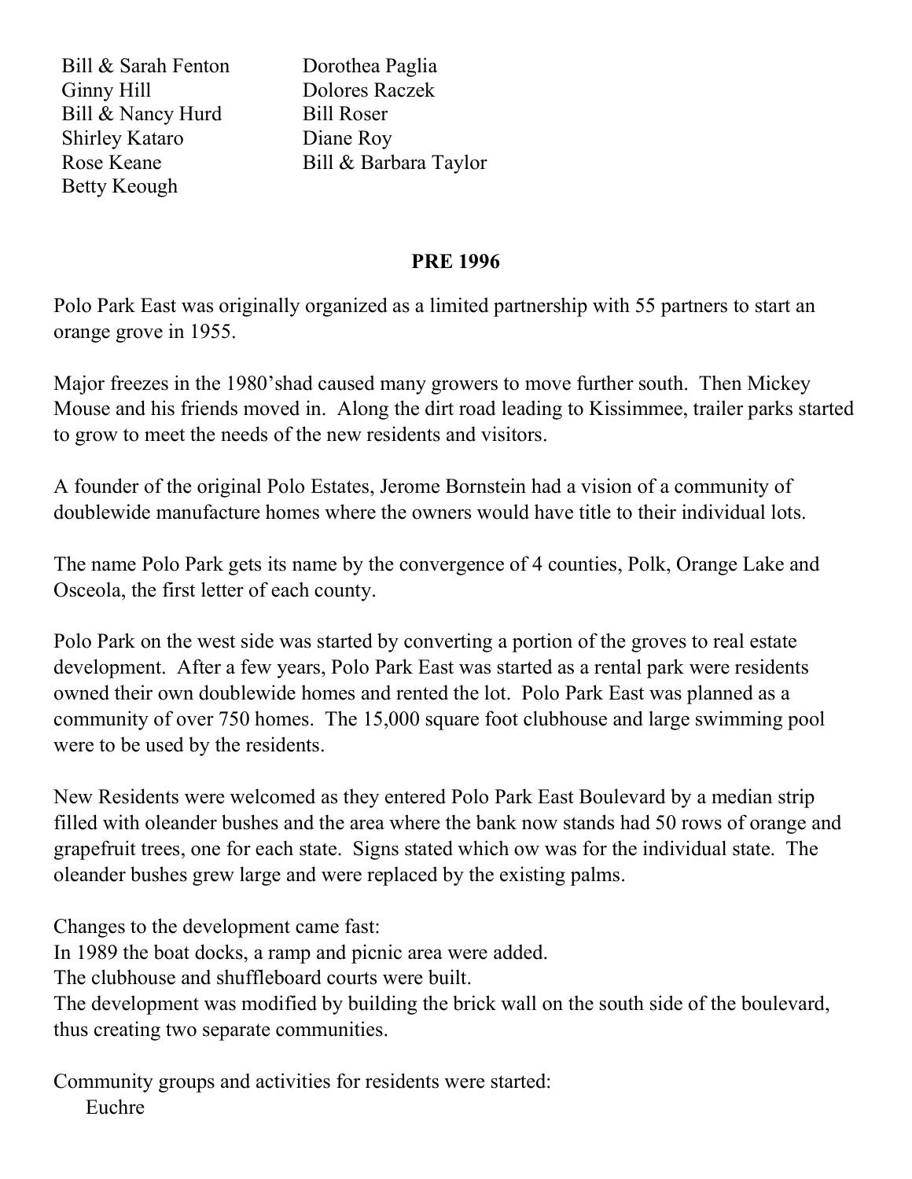Bill & Sarah Fenton
Ginny Hill
Bill & Nancy Hurd
Shirley Kataro
Rose Keane
Betty Keough
Dorothea Paglia
Dolores Raczek
Bill Roser
Diane Roy
Bill & Barbara Taylor

**PRE 1996**

Polo Park East was originally organized as a limited partnership with 55 partners to start an orange grove in 1955.

Major freezes in the 1980'shad caused many growers to move further south. Then Mickey Mouse and his friends moved in. Along the dirt road leading to Kissimmee, trailer parks started to grow to meet the needs of the new residents and visitors.

A founder of the original Polo Estates, Jerome Bornstein had a vision of a community of doublewide manufacture homes where the owners would have title to their individual lots.

The name Polo Park gets its name by the convergence of 4 counties, Polk, Orange Lake and Osceola, the first letter of each county.

Polo Park on the west side was started by converting a portion of the groves to real estate development. After a few years, Polo Park East was started as a rental park were residents owned their own doublewide homes and rented the lot. Polo Park East was planned as a community of over 750 homes. The 15,000 square foot clubhouse and large swimming pool were to be used by the residents.

New Residents were welcomed as they entered Polo Park East Boulevard by a median strip filled with oleander bushes and the area where the bank now stands had 50 rows of orange and grapefruit trees, one for each state. Signs stated which ow was for the individual state. The oleander bushes grew large and were replaced by the existing palms.

Changes to the development came fast:
In 1989 the boat docks, a ramp and picnic area were added.
The clubhouse and shuffleboard courts were built.
The development was modified by building the brick wall on the south side of the boulevard, thus creating two separate communities.

Community groups and activities for residents were started:

- Euchre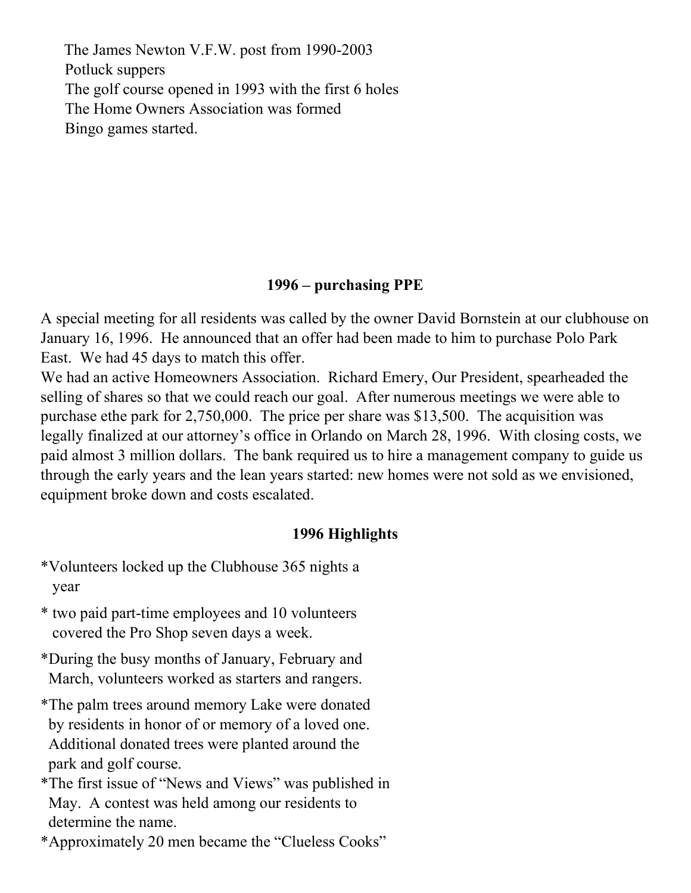The James Newton V.F.W. post from 1990-2003
Potluck suppers
The golf course opened in 1993 with the first 6 holes
The Home Owners Association was formed
Bingo games started.

## 1996 – purchasing PPE

A special meeting for all residents was called by the owner David Bornstein at our clubhouse on January 16, 1996. He announced that an offer had been made to him to purchase Polo Park East. We had 45 days to match this offer.
We had an active Homeowners Association. Richard Emery, Our President, spearheaded the selling of shares so that we could reach our goal. After numerous meetings we were able to purchase ethe park for 2,750,000. The price per share was $13,500. The acquisition was legally finalized at our attorney's office in Orlando on March 28, 1996. With closing costs, we paid almost 3 million dollars. The bank required us to hire a management company to guide us through the early years and the lean years started: new homes were not sold as we envisioned, equipment broke down and costs escalated.

## 1996 Highlights

*Volunteers locked up the Clubhouse 365 nights a year

* two paid part-time employees and 10 volunteers covered the Pro Shop seven days a week.

*During the busy months of January, February and March, volunteers worked as starters and rangers.

*The palm trees around memory Lake were donated by residents in honor of or memory of a loved one. Additional donated trees were planted around the park and golf course.

*The first issue of "News and Views" was published in May. A contest was held among our residents to determine the name.

*Approximately 20 men became the "Clueless Cooks"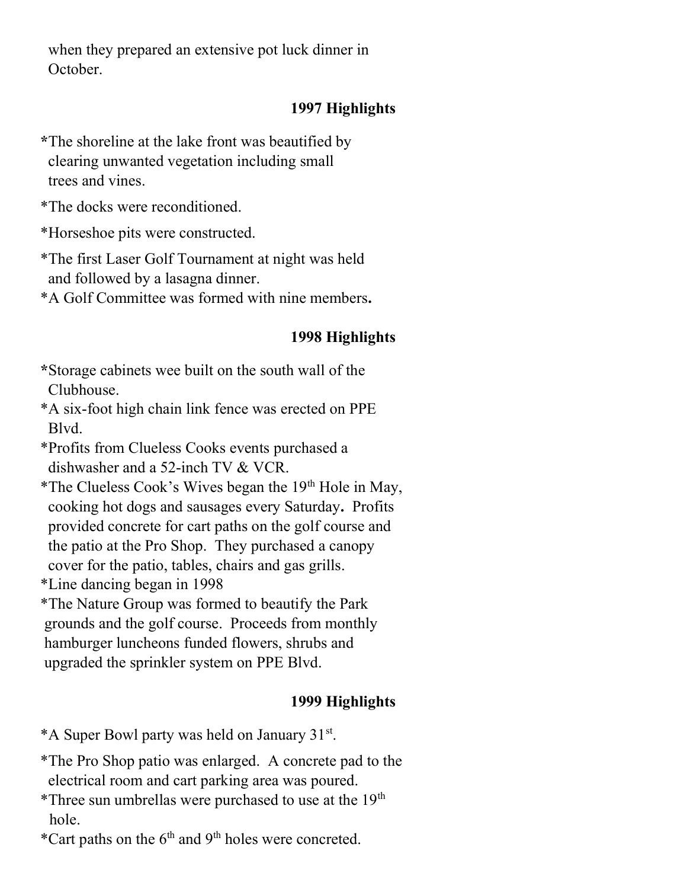when they prepared an extensive pot luck dinner in October.

## 1997 Highlights

*The shoreline at the lake front was beautified by clearing unwanted vegetation including small trees and vines.

*The docks were reconditioned.

*Horseshoe pits were constructed.

*The first Laser Golf Tournament at night was held and followed by a lasagna dinner.

*A Golf Committee was formed with nine members**.**

## 1998 Highlights

*Storage cabinets wee built on the south wall of the Clubhouse.

*A six-foot high chain link fence was erected on PPE Blvd.

*Profits from Clueless Cooks events purchased a dishwasher and a 52-inch TV & VCR.

*The Clueless Cook's Wives began the 19th Hole in May, cooking hot dogs and sausages every Saturday**.** Profits provided concrete for cart paths on the golf course and the patio at the Pro Shop. They purchased a canopy cover for the patio, tables, chairs and gas grills.

*Line dancing began in 1998

*The Nature Group was formed to beautify the Park grounds and the golf course. Proceeds from monthly hamburger luncheons funded flowers, shrubs and upgraded the sprinkler system on PPE Blvd.

## 1999 Highlights

*A Super Bowl party was held on January 31st.

*The Pro Shop patio was enlarged. A concrete pad to the electrical room and cart parking area was poured.

*Three sun umbrellas were purchased to use at the 19th hole.

*Cart paths on the 6th and 9th holes were concreted.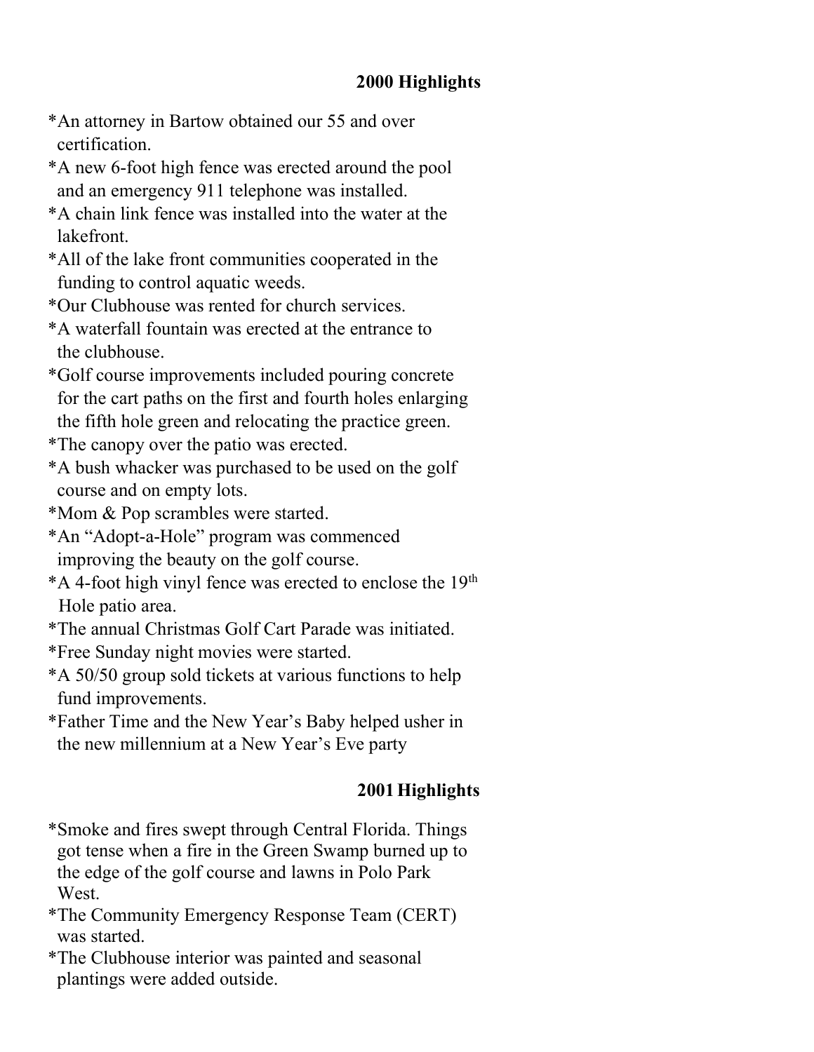## 2000 Highlights

*An attorney in Bartow obtained our 55 and over certification.
*A new 6-foot high fence was erected around the pool and an emergency 911 telephone was installed.
*A chain link fence was installed into the water at the lakefront.
*All of the lake front communities cooperated in the funding to control aquatic weeds.
*Our Clubhouse was rented for church services.
*A waterfall fountain was erected at the entrance to the clubhouse.
*Golf course improvements included pouring concrete for the cart paths on the first and fourth holes enlarging the fifth hole green and relocating the practice green.
*The canopy over the patio was erected.
*A bush whacker was purchased to be used on the golf course and on empty lots.
*Mom & Pop scrambles were started.
*An "Adopt-a-Hole" program was commenced improving the beauty on the golf course.
*A 4-foot high vinyl fence was erected to enclose the 19th Hole patio area.
*The annual Christmas Golf Cart Parade was initiated.
*Free Sunday night movies were started.
*A 50/50 group sold tickets at various functions to help fund improvements.
*Father Time and the New Year's Baby helped usher in the new millennium at a New Year's Eve party

## 2001 Highlights

*Smoke and fires swept through Central Florida. Things got tense when a fire in the Green Swamp burned up to the edge of the golf course and lawns in Polo Park West.
*The Community Emergency Response Team (CERT) was started.
*The Clubhouse interior was painted and seasonal plantings were added outside.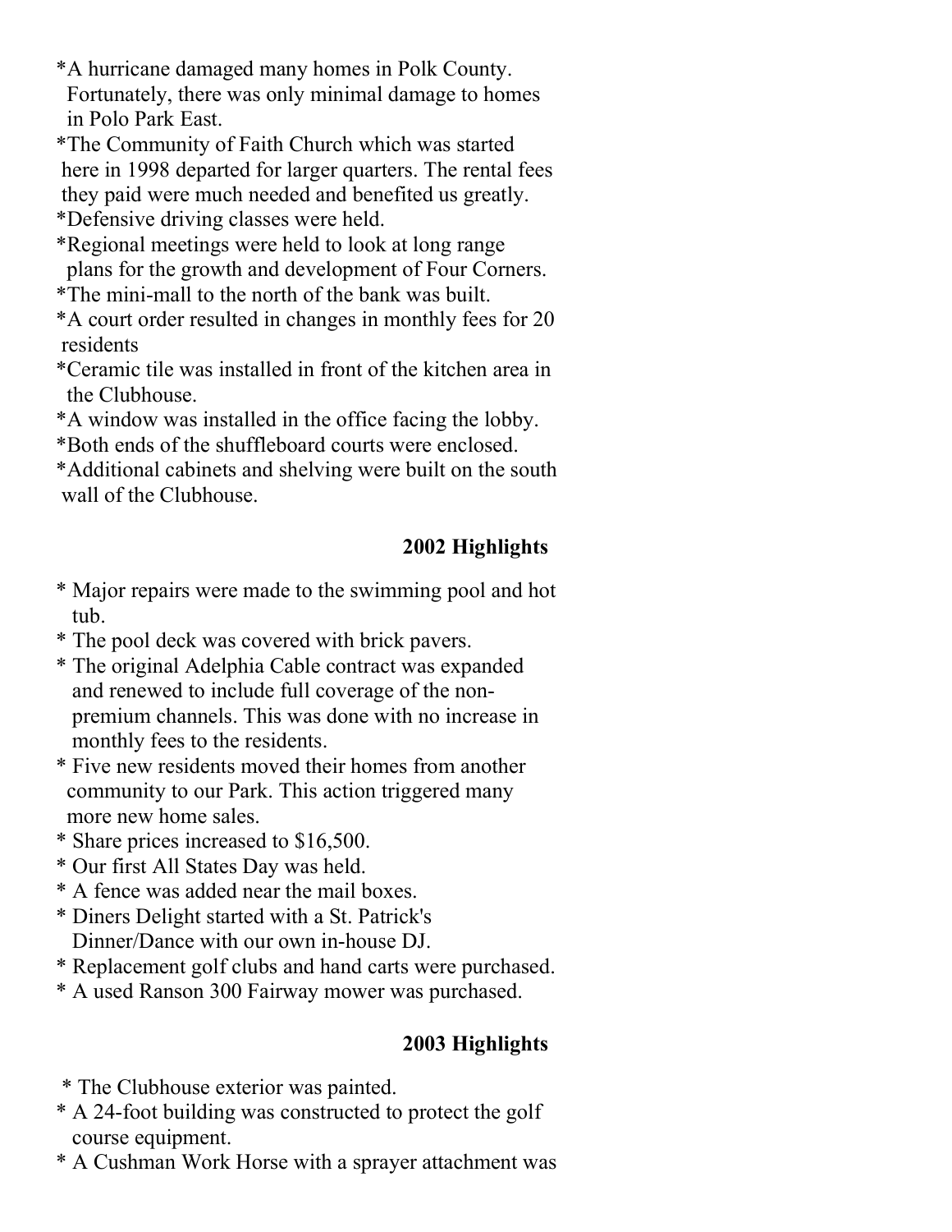*A hurricane damaged many homes in Polk County. Fortunately, there was only minimal damage to homes in Polo Park East.

*The Community of Faith Church which was started here in 1998 departed for larger quarters. The rental fees they paid were much needed and benefited us greatly.

*Defensive driving classes were held.

*Regional meetings were held to look at long range plans for the growth and development of Four Corners.

*The mini-mall to the north of the bank was built.

*A court order resulted in changes in monthly fees for 20 residents

*Ceramic tile was installed in front of the kitchen area in the Clubhouse.

*A window was installed in the office facing the lobby.

*Both ends of the shuffleboard courts were enclosed.

*Additional cabinets and shelving were built on the south wall of the Clubhouse.

**2002 Highlights**

* Major repairs were made to the swimming pool and hot tub.
* The pool deck was covered with brick pavers.
* The original Adelphia Cable contract was expanded and renewed to include full coverage of the non-premium channels. This was done with no increase in monthly fees to the residents.
* Five new residents moved their homes from another community to our Park. This action triggered many more new home sales.
* Share prices increased to $16,500.
* Our first All States Day was held.
* A fence was added near the mail boxes.
* Diners Delight started with a St. Patrick's Dinner/Dance with our own in-house DJ.
* Replacement golf clubs and hand carts were purchased.
* A used Ranson 300 Fairway mower was purchased.

**2003 Highlights**

* The Clubhouse exterior was painted.
* A 24-foot building was constructed to protect the golf course equipment.
* A Cushman Work Horse with a sprayer attachment was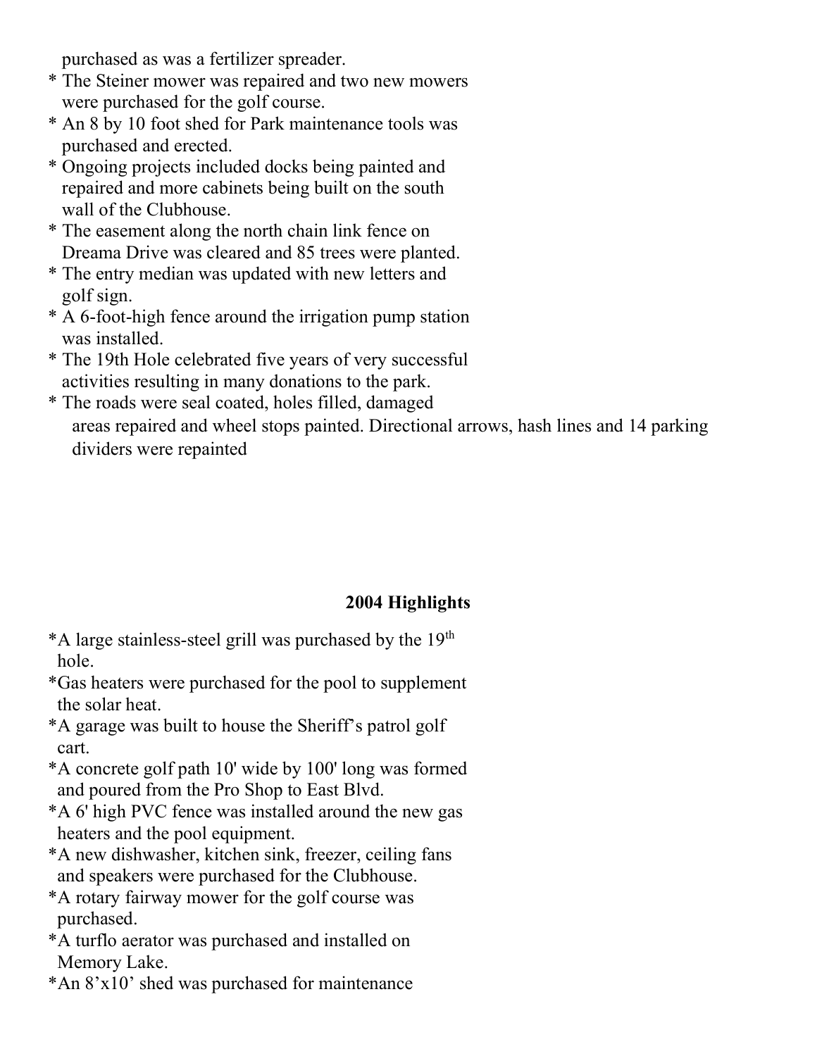purchased as was a fertilizer spreader.

* The Steiner mower was repaired and two new mowers were purchased for the golf course.
* An 8 by 10 foot shed for Park maintenance tools was purchased and erected.
* Ongoing projects included docks being painted and repaired and more cabinets being built on the south wall of the Clubhouse.
* The easement along the north chain link fence on Dreama Drive was cleared and 85 trees were planted.
* The entry median was updated with new letters and golf sign.
* A 6-foot-high fence around the irrigation pump station was installed.
* The 19th Hole celebrated five years of very successful activities resulting in many donations to the park.
* The roads were seal coated, holes filled, damaged areas repaired and wheel stops painted. Directional arrows, hash lines and 14 parking dividers were repainted

## 2004 Highlights

* A large stainless-steel grill was purchased by the 19th hole.
* Gas heaters were purchased for the pool to supplement the solar heat.
* A garage was built to house the Sheriff's patrol golf cart.
* A concrete golf path 10' wide by 100' long was formed and poured from the Pro Shop to East Blvd.
* A 6' high PVC fence was installed around the new gas heaters and the pool equipment.
* A new dishwasher, kitchen sink, freezer, ceiling fans and speakers were purchased for the Clubhouse.
* A rotary fairway mower for the golf course was purchased.
* A turflo aerator was purchased and installed on Memory Lake.
* An 8'x10' shed was purchased for maintenance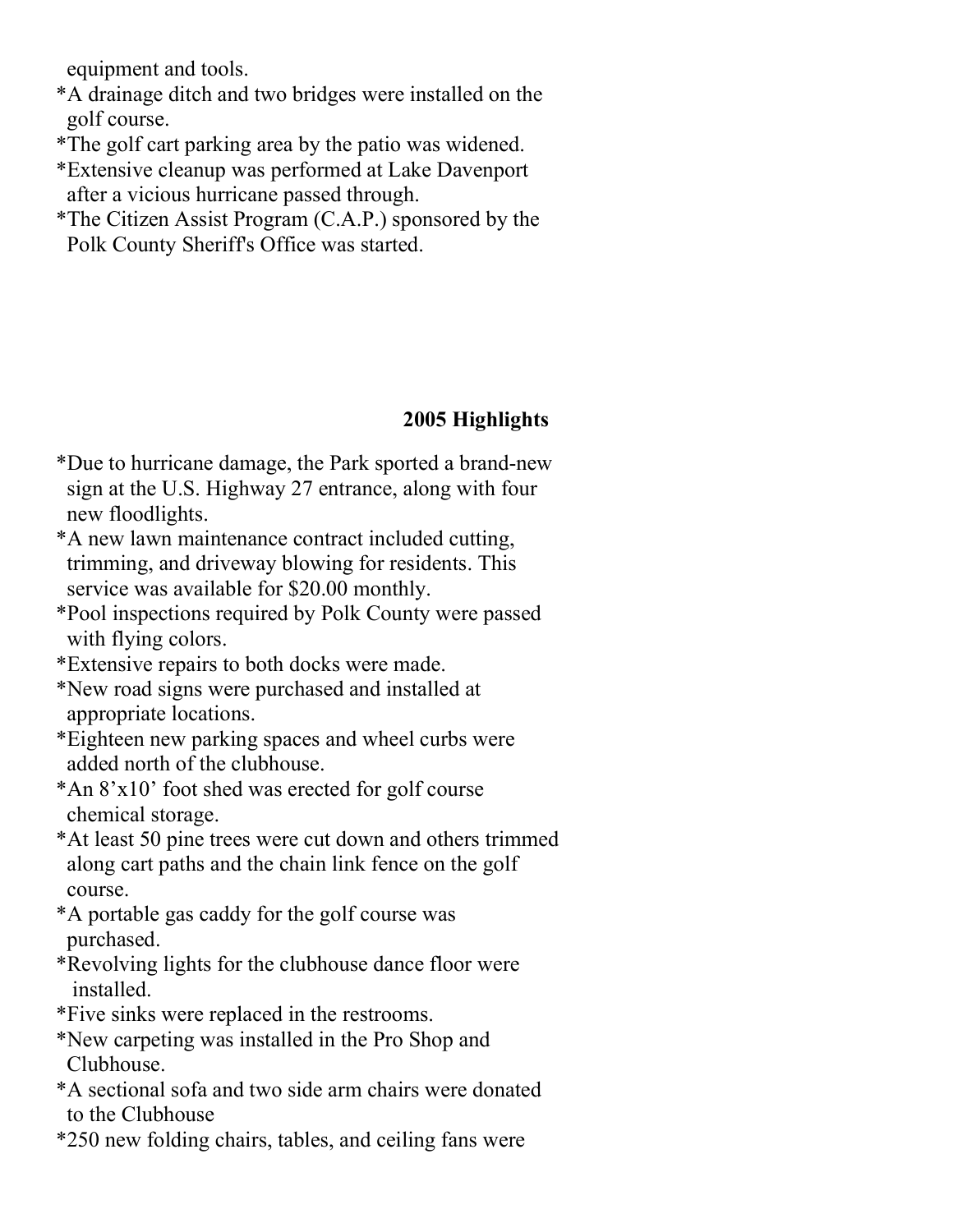equipment and tools.

*A drainage ditch and two bridges were installed on the golf course.

*The golf cart parking area by the patio was widened.

*Extensive cleanup was performed at Lake Davenport after a vicious hurricane passed through.

*The Citizen Assist Program (C.A.P.) sponsored by the Polk County Sheriff's Office was started.

## 2005 Highlights

*Due to hurricane damage, the Park sported a brand-new sign at the U.S. Highway 27 entrance, along with four new floodlights.

*A new lawn maintenance contract included cutting, trimming, and driveway blowing for residents. This service was available for $20.00 monthly.

*Pool inspections required by Polk County were passed with flying colors.

*Extensive repairs to both docks were made.

*New road signs were purchased and installed at appropriate locations.

*Eighteen new parking spaces and wheel curbs were added north of the clubhouse.

*An 8'x10' foot shed was erected for golf course chemical storage.

*At least 50 pine trees were cut down and others trimmed along cart paths and the chain link fence on the golf course.

*A portable gas caddy for the golf course was purchased.

*Revolving lights for the clubhouse dance floor were installed.

*Five sinks were replaced in the restrooms.

*New carpeting was installed in the Pro Shop and Clubhouse.

*A sectional sofa and two side arm chairs were donated to the Clubhouse

*250 new folding chairs, tables, and ceiling fans were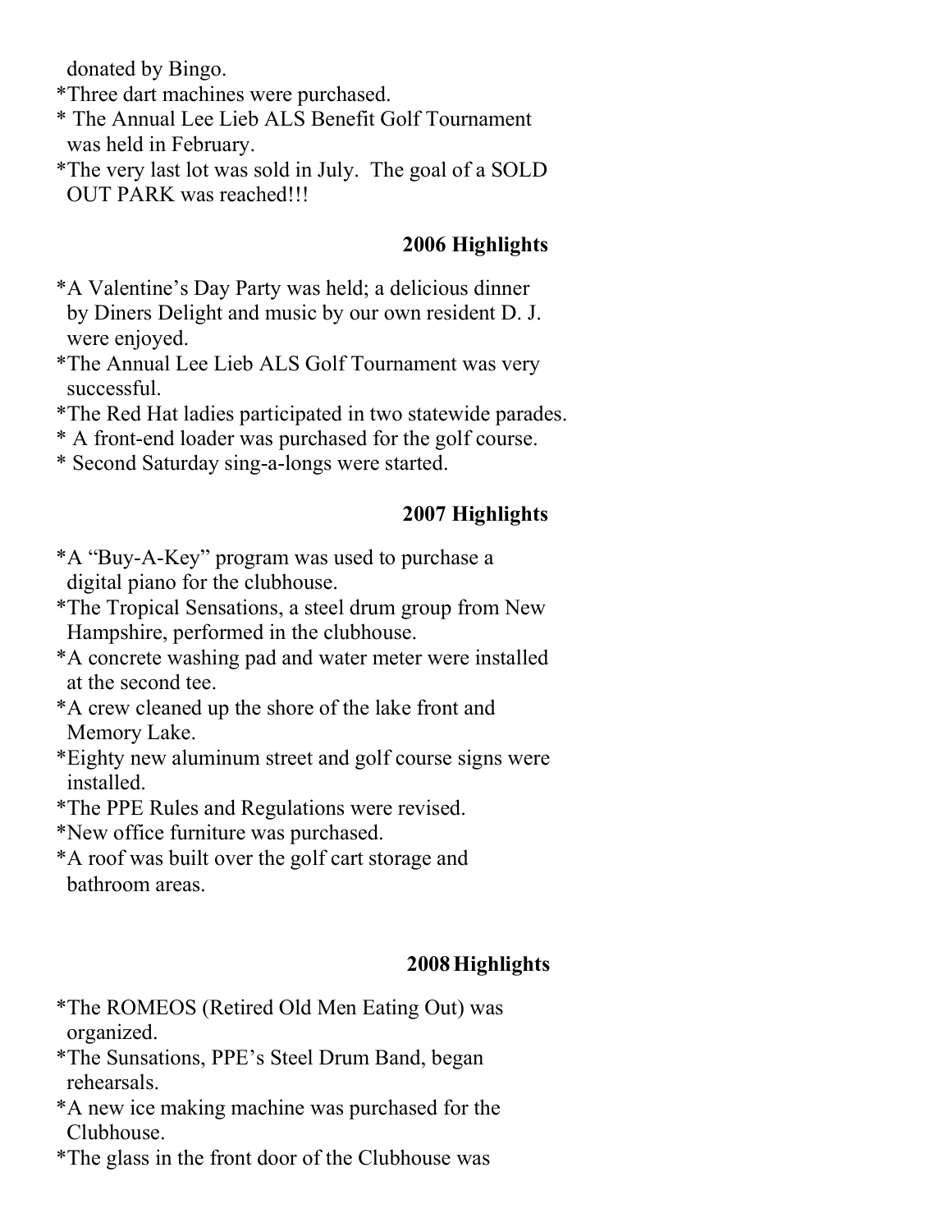donated by Bingo.

*Three dart machines were purchased.

* The Annual Lee Lieb ALS Benefit Golf Tournament was held in February.

*The very last lot was sold in July. The goal of a SOLD OUT PARK was reached!!!

**2006 Highlights**

*A Valentine's Day Party was held; a delicious dinner by Diners Delight and music by our own resident D. J. were enjoyed.

*The Annual Lee Lieb ALS Golf Tournament was very successful.

*The Red Hat ladies participated in two statewide parades.

* A front-end loader was purchased for the golf course.

* Second Saturday sing-a-longs were started.

**2007 Highlights**

*A "Buy-A-Key" program was used to purchase a digital piano for the clubhouse.

*The Tropical Sensations, a steel drum group from New Hampshire, performed in the clubhouse.

*A concrete washing pad and water meter were installed at the second tee.

*A crew cleaned up the shore of the lake front and Memory Lake.

*Eighty new aluminum street and golf course signs were installed.

*The PPE Rules and Regulations were revised.

*New office furniture was purchased.

*A roof was built over the golf cart storage and bathroom areas.

**2008 Highlights**

*The ROMEOS (Retired Old Men Eating Out) was organized.

*The Sunsations, PPE's Steel Drum Band, began rehearsals.

*A new ice making machine was purchased for the Clubhouse.

*The glass in the front door of the Clubhouse was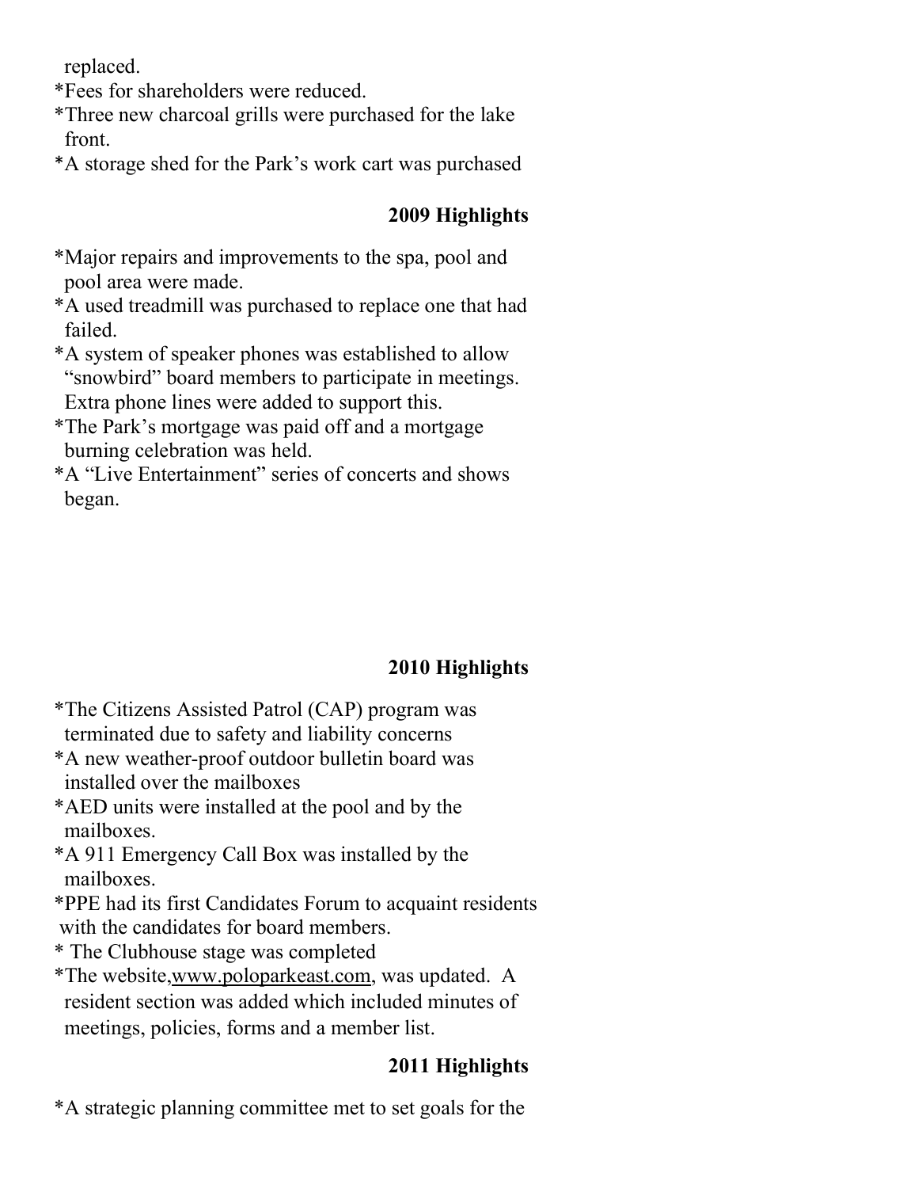replaced.

*Fees for shareholders were reduced.

*Three new charcoal grills were purchased for the lake front.

*A storage shed for the Park's work cart was purchased

**2009 Highlights**

*Major repairs and improvements to the spa, pool and pool area were made.

*A used treadmill was purchased to replace one that had failed.

*A system of speaker phones was established to allow "snowbird" board members to participate in meetings. Extra phone lines were added to support this.

*The Park's mortgage was paid off and a mortgage burning celebration was held.

*A "Live Entertainment" series of concerts and shows began.

**2010 Highlights**

*The Citizens Assisted Patrol (CAP) program was terminated due to safety and liability concerns

*A new weather-proof outdoor bulletin board was installed over the mailboxes

*AED units were installed at the pool and by the mailboxes.

*A 911 Emergency Call Box was installed by the mailboxes.

*PPE had its first Candidates Forum to acquaint residents with the candidates for board members.

* The Clubhouse stage was completed

*The website,www.poloparkeast.com, was updated. A resident section was added which included minutes of meetings, policies, forms and a member list.

**2011 Highlights**

*A strategic planning committee met to set goals for the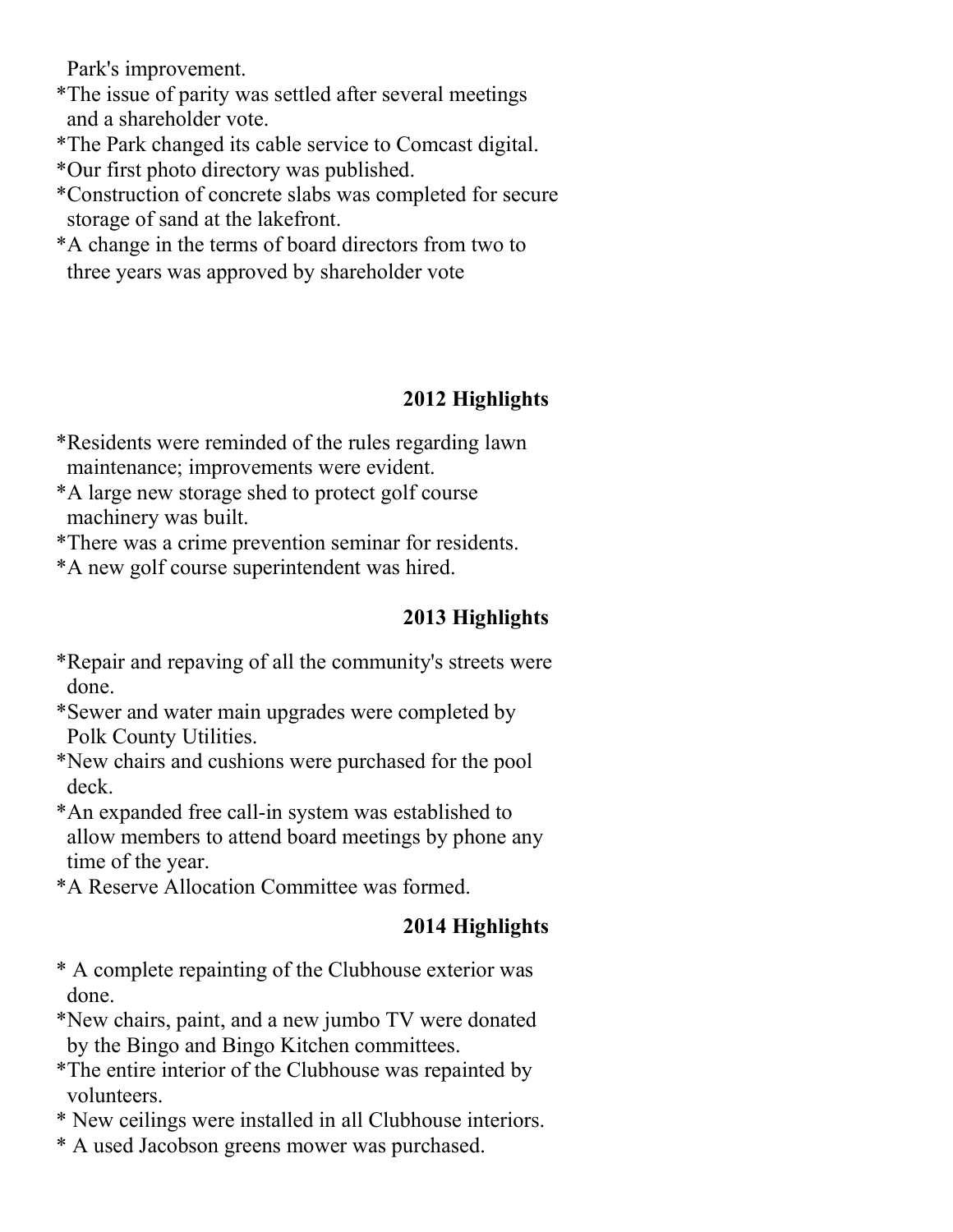Park's improvement.

*The issue of parity was settled after several meetings and a shareholder vote.

*The Park changed its cable service to Comcast digital.

*Our first photo directory was published.

*Construction of concrete slabs was completed for secure storage of sand at the lakefront.

*A change in the terms of board directors from two to three years was approved by shareholder vote

## 2012 Highlights

*Residents were reminded of the rules regarding lawn maintenance; improvements were evident.

*A large new storage shed to protect golf course machinery was built.

*There was a crime prevention seminar for residents.

*A new golf course superintendent was hired.

## 2013 Highlights

*Repair and repaving of all the community's streets were done.

*Sewer and water main upgrades were completed by Polk County Utilities.

*New chairs and cushions were purchased for the pool deck.

*An expanded free call-in system was established to allow members to attend board meetings by phone any time of the year.

*A Reserve Allocation Committee was formed.

## 2014 Highlights

* A complete repainting of the Clubhouse exterior was done.

*New chairs, paint, and a new jumbo TV were donated by the Bingo and Bingo Kitchen committees.

*The entire interior of the Clubhouse was repainted by volunteers.

* New ceilings were installed in all Clubhouse interiors.

* A used Jacobson greens mower was purchased.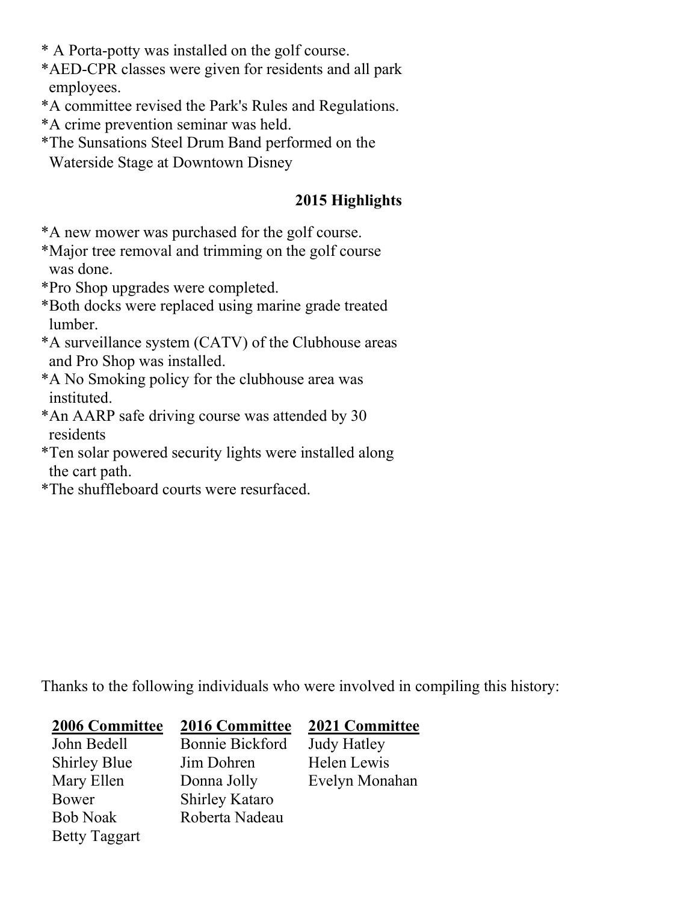* A Porta-potty was installed on the golf course.
*AED-CPR classes were given for residents and all park employees.
*A committee revised the Park's Rules and Regulations.
*A crime prevention seminar was held.
*The Sunsations Steel Drum Band performed on the Waterside Stage at Downtown Disney

## 2015 Highlights

*A new mower was purchased for the golf course.
*Major tree removal and trimming on the golf course was done.
*Pro Shop upgrades were completed.
*Both docks were replaced using marine grade treated lumber.
*A surveillance system (CATV) of the Clubhouse areas and Pro Shop was installed.
*A No Smoking policy for the clubhouse area was instituted.
*An AARP safe driving course was attended by 30 residents
*Ten solar powered security lights were installed along the cart path.
*The shuffleboard courts were resurfaced.

Thanks to the following individuals who were involved in compiling this history:

| **2006 Committee** | **2016 Committee** | **2021 Committee** |
|---|---|---|
| John Bedell | Bonnie Bickford | Judy Hatley |
| Shirley Blue | Jim Dohren | Helen Lewis |
| Mary Ellen Bower | Donna Jolly | Evelyn Monahan |
| Bob Noak | Shirley Kataro | |
| Betty Taggart | Roberta Nadeau | |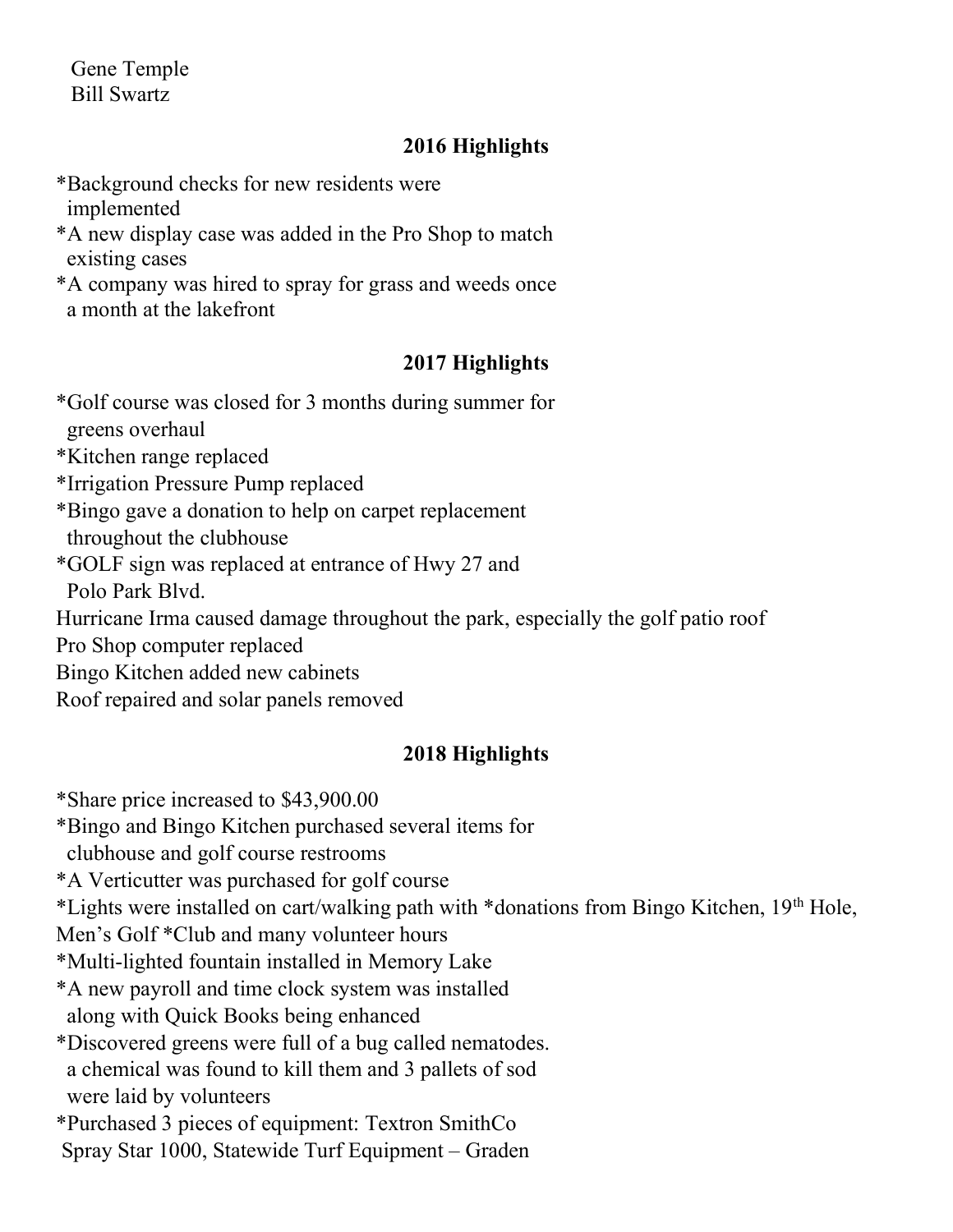Gene Temple
Bill Swartz

## 2016 Highlights

*Background checks for new residents were implemented
*A new display case was added in the Pro Shop to match existing cases
*A company was hired to spray for grass and weeds once a month at the lakefront

## 2017 Highlights

*Golf course was closed for 3 months during summer for greens overhaul
*Kitchen range replaced
*Irrigation Pressure Pump replaced
*Bingo gave a donation to help on carpet replacement throughout the clubhouse
*GOLF sign was replaced at entrance of Hwy 27 and Polo Park Blvd.
Hurricane Irma caused damage throughout the park, especially the golf patio roof
Pro Shop computer replaced
Bingo Kitchen added new cabinets
Roof repaired and solar panels removed

## 2018 Highlights

*Share price increased to $43,900.00
*Bingo and Bingo Kitchen purchased several items for clubhouse and golf course restrooms
*A Verticutter was purchased for golf course
*Lights were installed on cart/walking path with *donations from Bingo Kitchen, 19th Hole, Men's Golf *Club and many volunteer hours
*Multi-lighted fountain installed in Memory Lake
*A new payroll and time clock system was installed along with Quick Books being enhanced
*Discovered greens were full of a bug called nematodes. a chemical was found to kill them and 3 pallets of sod were laid by volunteers
*Purchased 3 pieces of equipment: Textron SmithCo Spray Star 1000, Statewide Turf Equipment – Graden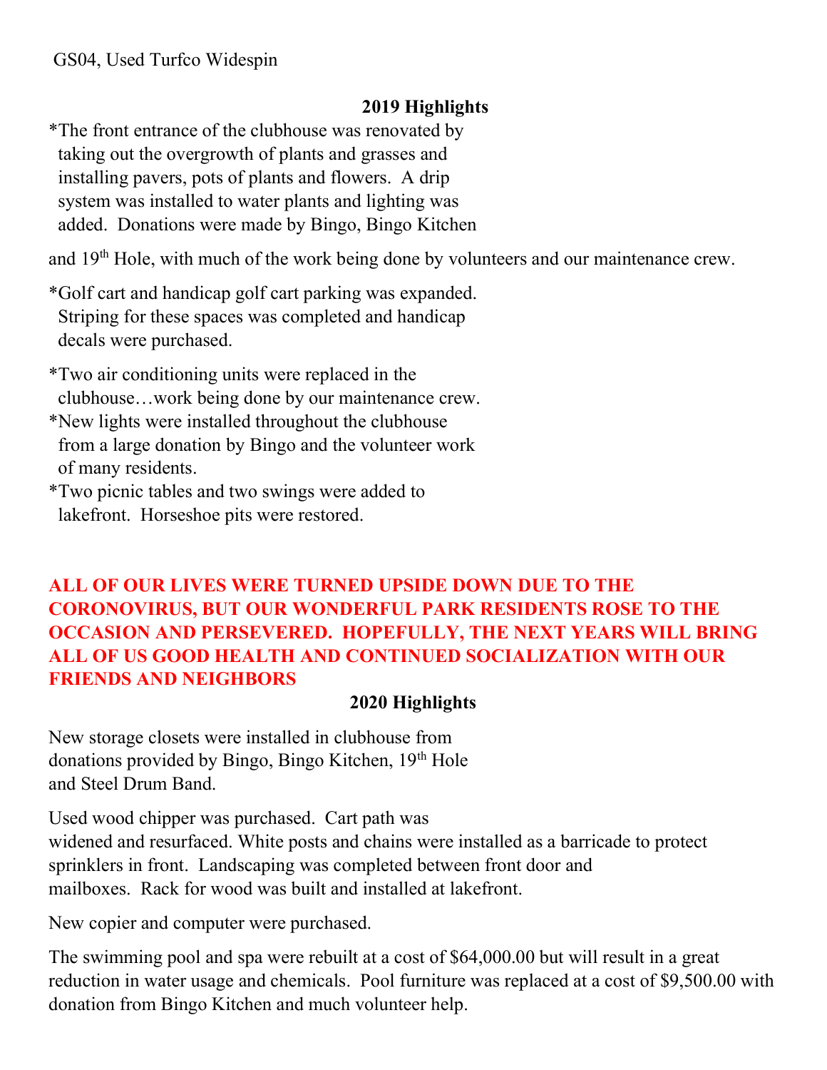GS04, Used Turfco Widespin

## 2019 Highlights

*The front entrance of the clubhouse was renovated by taking out the overgrowth of plants and grasses and installing pavers, pots of plants and flowers. A drip system was installed to water plants and lighting was added. Donations were made by Bingo, Bingo Kitchen and 19th Hole, with much of the work being done by volunteers and our maintenance crew.

*Golf cart and handicap golf cart parking was expanded. Striping for these spaces was completed and handicap decals were purchased.

*Two air conditioning units were replaced in the clubhouse…work being done by our maintenance crew.
*New lights were installed throughout the clubhouse from a large donation by Bingo and the volunteer work of many residents.
*Two picnic tables and two swings were added to lakefront. Horseshoe pits were restored.

**ALL OF OUR LIVES WERE TURNED UPSIDE DOWN DUE TO THE CORONOVIRUS, BUT OUR WONDERFUL PARK RESIDENTS ROSE TO THE OCCASION AND PERSEVERED. HOPEFULLY, THE NEXT YEARS WILL BRING ALL OF US GOOD HEALTH AND CONTINUED SOCIALIZATION WITH OUR FRIENDS AND NEIGHBORS**

## 2020 Highlights

New storage closets were installed in clubhouse from donations provided by Bingo, Bingo Kitchen, 19th Hole and Steel Drum Band.

Used wood chipper was purchased. Cart path was widened and resurfaced. White posts and chains were installed as a barricade to protect sprinklers in front. Landscaping was completed between front door and mailboxes. Rack for wood was built and installed at lakefront.

New copier and computer were purchased.

The swimming pool and spa were rebuilt at a cost of $64,000.00 but will result in a great reduction in water usage and chemicals. Pool furniture was replaced at a cost of $9,500.00 with donation from Bingo Kitchen and much volunteer help.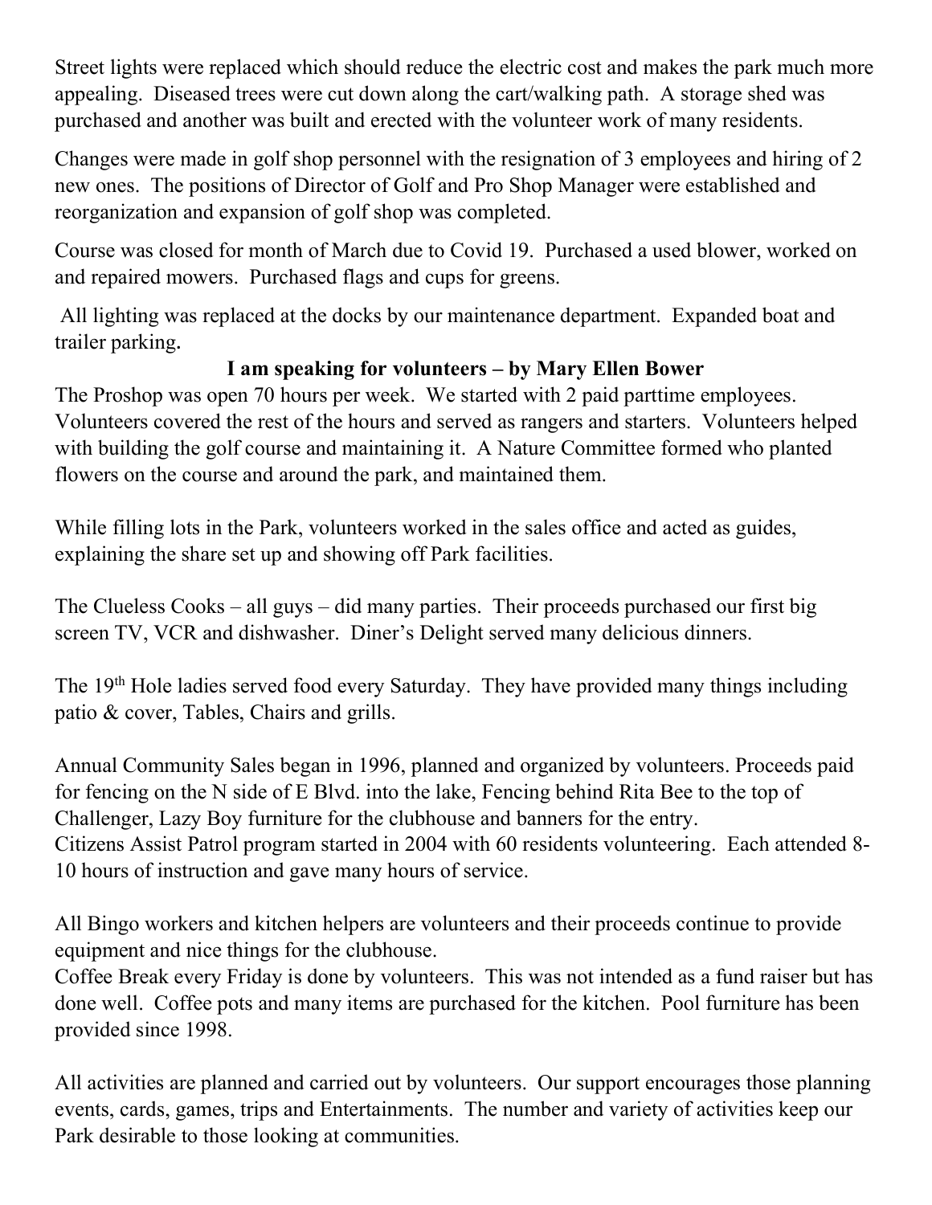Street lights were replaced which should reduce the electric cost and makes the park much more appealing. Diseased trees were cut down along the cart/walking path. A storage shed was purchased and another was built and erected with the volunteer work of many residents.

Changes were made in golf shop personnel with the resignation of 3 employees and hiring of 2 new ones. The positions of Director of Golf and Pro Shop Manager were established and reorganization and expansion of golf shop was completed.

Course was closed for month of March due to Covid 19. Purchased a used blower, worked on and repaired mowers. Purchased flags and cups for greens.

All lighting was replaced at the docks by our maintenance department. Expanded boat and trailer parking.

**I am speaking for volunteers – by Mary Ellen Bower**

The Proshop was open 70 hours per week. We started with 2 paid parttime employees. Volunteers covered the rest of the hours and served as rangers and starters. Volunteers helped with building the golf course and maintaining it. A Nature Committee formed who planted flowers on the course and around the park, and maintained them.

While filling lots in the Park, volunteers worked in the sales office and acted as guides, explaining the share set up and showing off Park facilities.

The Clueless Cooks – all guys – did many parties. Their proceeds purchased our first big screen TV, VCR and dishwasher. Diner's Delight served many delicious dinners.

The 19th Hole ladies served food every Saturday. They have provided many things including patio & cover, Tables, Chairs and grills.

Annual Community Sales began in 1996, planned and organized by volunteers. Proceeds paid for fencing on the N side of E Blvd. into the lake, Fencing behind Rita Bee to the top of Challenger, Lazy Boy furniture for the clubhouse and banners for the entry.
Citizens Assist Patrol program started in 2004 with 60 residents volunteering. Each attended 8-10 hours of instruction and gave many hours of service.

All Bingo workers and kitchen helpers are volunteers and their proceeds continue to provide equipment and nice things for the clubhouse.
Coffee Break every Friday is done by volunteers. This was not intended as a fund raiser but has done well. Coffee pots and many items are purchased for the kitchen. Pool furniture has been provided since 1998.

All activities are planned and carried out by volunteers. Our support encourages those planning events, cards, games, trips and Entertainments. The number and variety of activities keep our Park desirable to those looking at communities.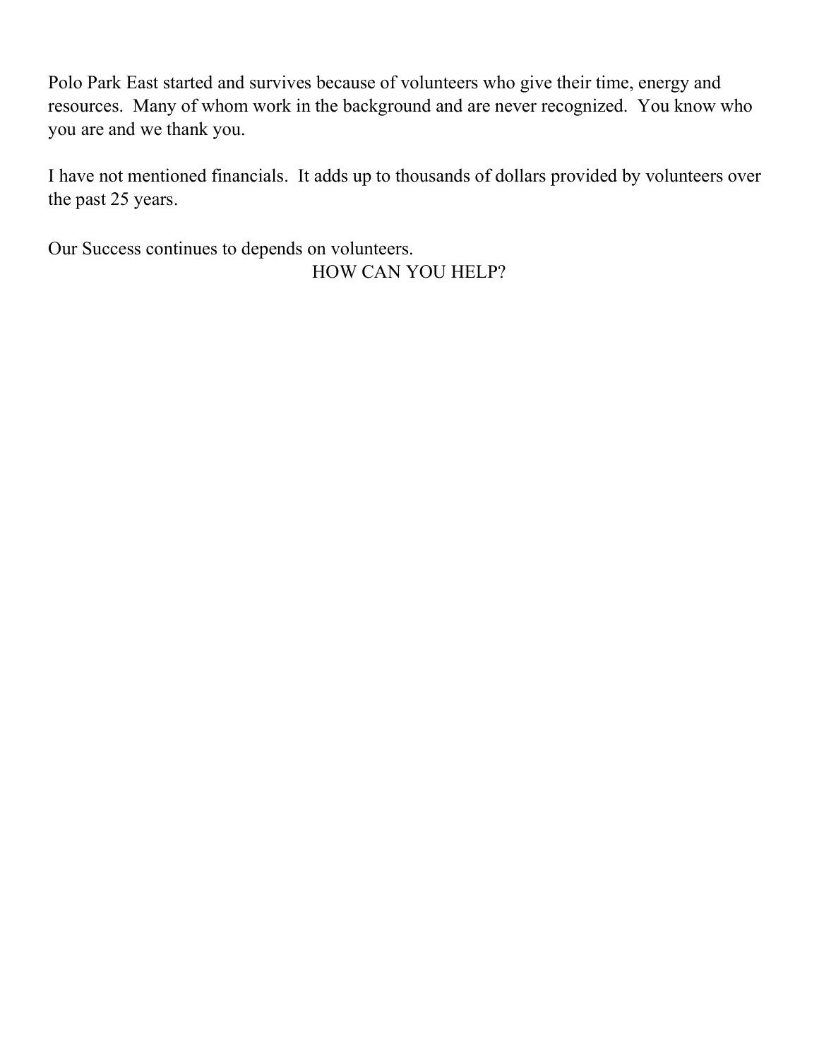Polo Park East started and survives because of volunteers who give their time, energy and resources. Many of whom work in the background and are never recognized. You know who you are and we thank you.

I have not mentioned financials. It adds up to thousands of dollars provided by volunteers over the past 25 years.

Our Success continues to depends on volunteers.

HOW CAN YOU HELP?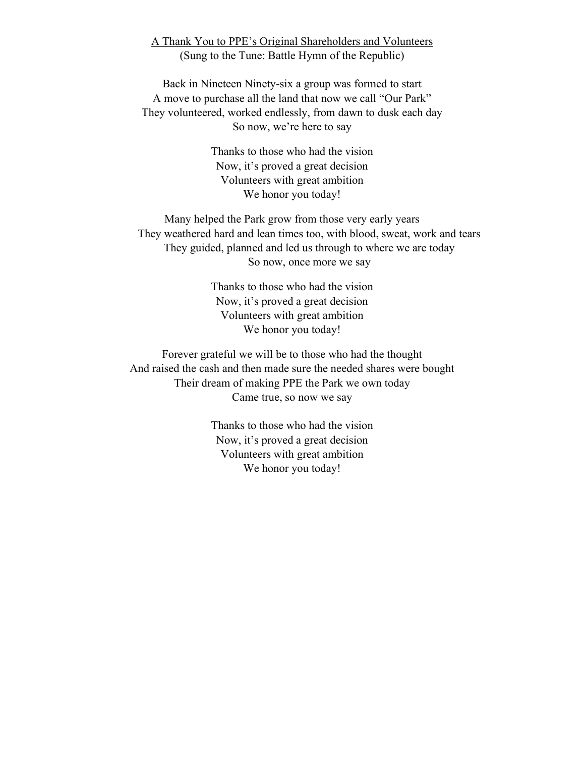<u>A Thank You to PPE's Original Shareholders and Volunteers</u>
(Sung to the Tune: Battle Hymn of the Republic)

Back in Nineteen Ninety-six a group was formed to start
A move to purchase all the land that now we call "Our Park"
They volunteered, worked endlessly, from dawn to dusk each day
So now, we're here to say

Thanks to those who had the vision
Now, it's proved a great decision
Volunteers with great ambition
We honor you today!

Many helped the Park grow from those very early years
They weathered hard and lean times too, with blood, sweat, work and tears
They guided, planned and led us through to where we are today
So now, once more we say

Thanks to those who had the vision
Now, it's proved a great decision
Volunteers with great ambition
We honor you today!

Forever grateful we will be to those who had the thought
And raised the cash and then made sure the needed shares were bought
Their dream of making PPE the Park we own today
Came true, so now we say

Thanks to those who had the vision
Now, it's proved a great decision
Volunteers with great ambition
We honor you today!